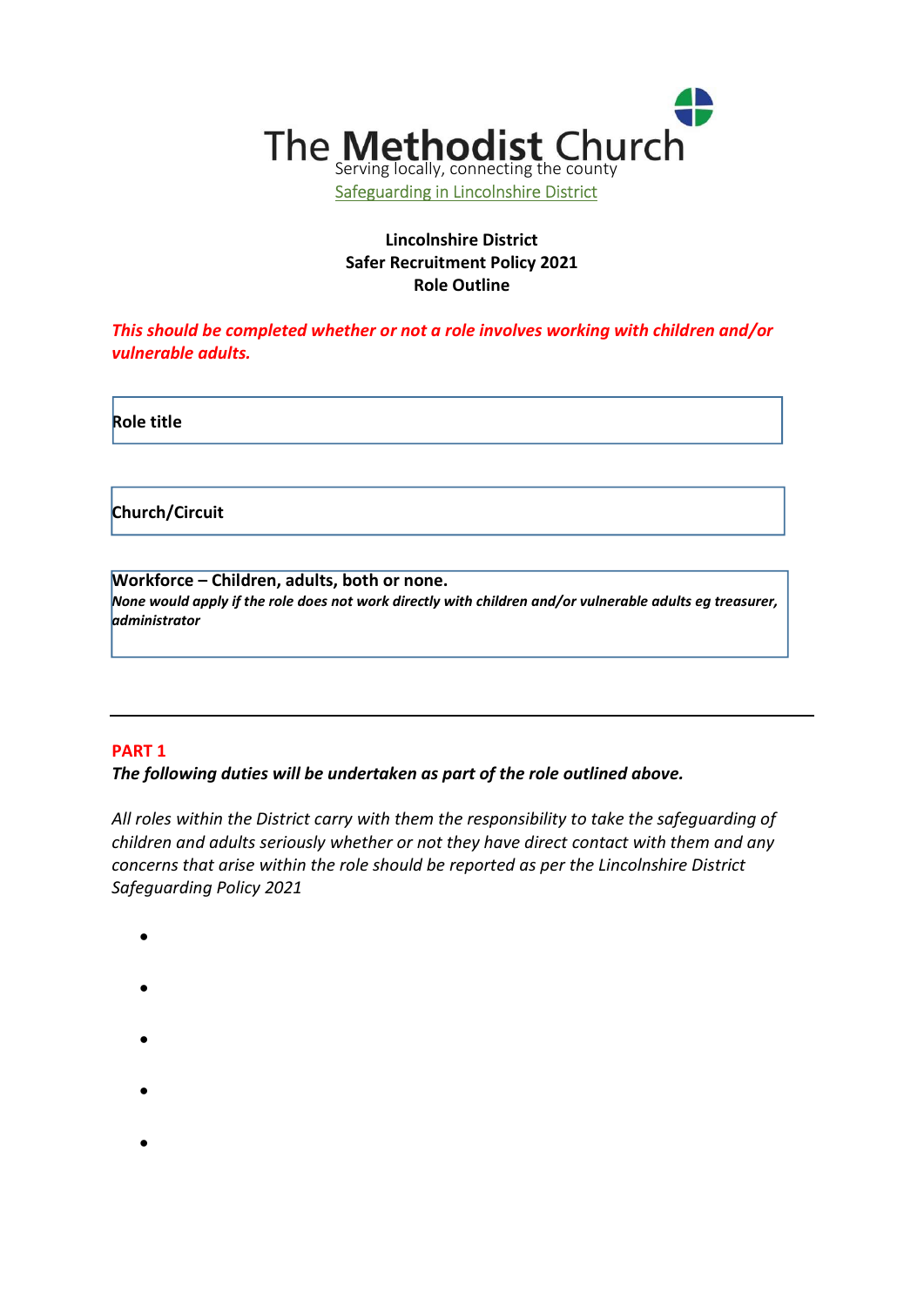The Methodist Church

Serving locally, connecting the county

Safeguarding in Lincolnshire District

**Lincolnshire District**
**Safer Recruitment Policy 2021**
**Role Outline**

***This should be completed whether or not a role involves working with children and/or vulnerable adults.***

| **Role title** |
|---|

| **Church/Circuit** |
|---|

| **Workforce – Children, adults, both or none.** <br> ***None would apply if the role does not work directly with children and/or vulnerable adults eg treasurer, administrator*** |
|---|

---

**PART 1**

***The following duties will be undertaken as part of the role outlined above.***

*All roles within the District carry with them the responsibility to take the safeguarding of children and adults seriously whether or not they have direct contact with them and any concerns that arise within the role should be reported as per the Lincolnshire District Safeguarding Policy 2021*

- 
- 
- 
- 
-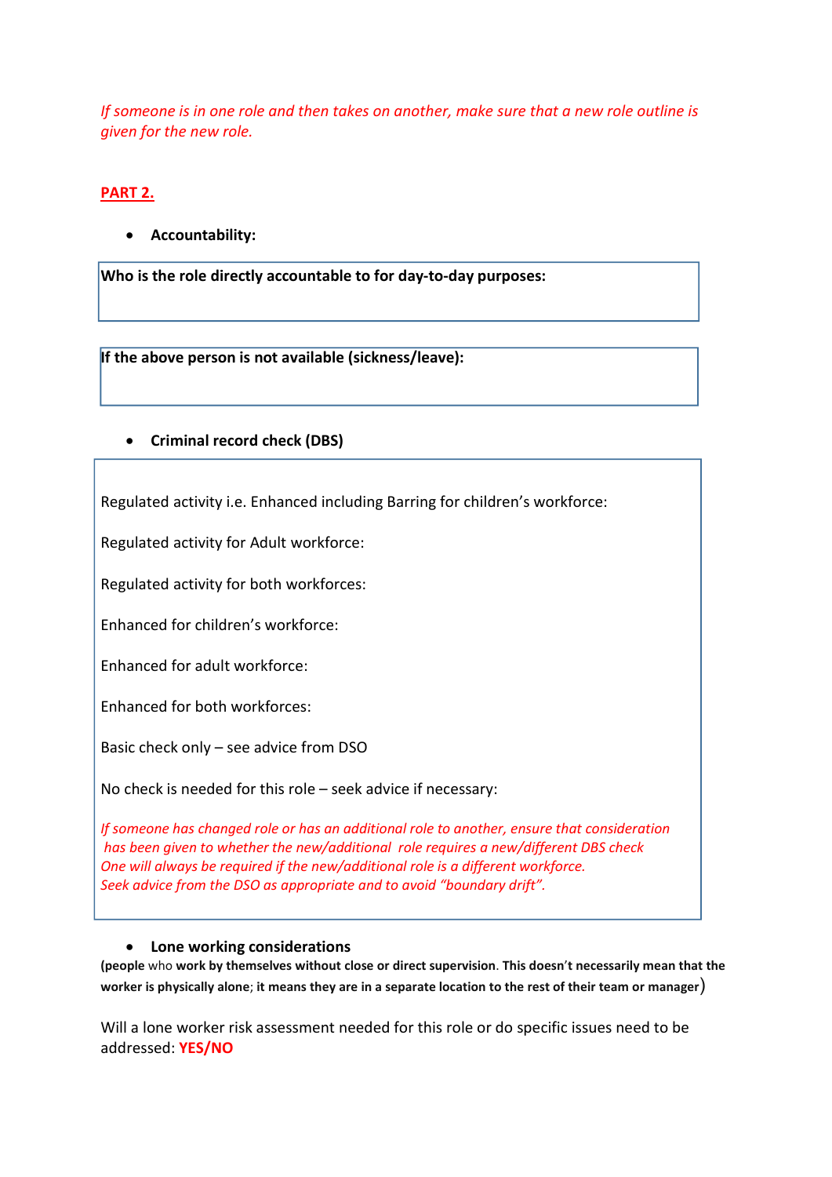*If someone is in one role and then takes on another, make sure that a new role outline is given for the new role.*

## PART 2.

- **Accountability:**

**Who is the role directly accountable to for day-to-day purposes:**

**If the above person is not available (sickness/leave):**

- **Criminal record check (DBS)**

Regulated activity i.e. Enhanced including Barring for children's workforce:

Regulated activity for Adult workforce:

Regulated activity for both workforces:

Enhanced for children's workforce:

Enhanced for adult workforce:

Enhanced for both workforces:

Basic check only – see advice from DSO

No check is needed for this role – seek advice if necessary:

*If someone has changed role or has an additional role to another, ensure that consideration has been given to whether the new/additional role requires a new/different DBS check One will always be required if the new/additional role is a different workforce. Seek advice from the DSO as appropriate and to avoid "boundary drift".*

- **Lone working considerations**

**(people** who **work by themselves without close or direct supervision**. **This doesn't necessarily mean that the worker is physically alone**; **it means they are in a separate location to the rest of their team or manager**)

Will a lone worker risk assessment needed for this role or do specific issues need to be addressed: **YES/NO**